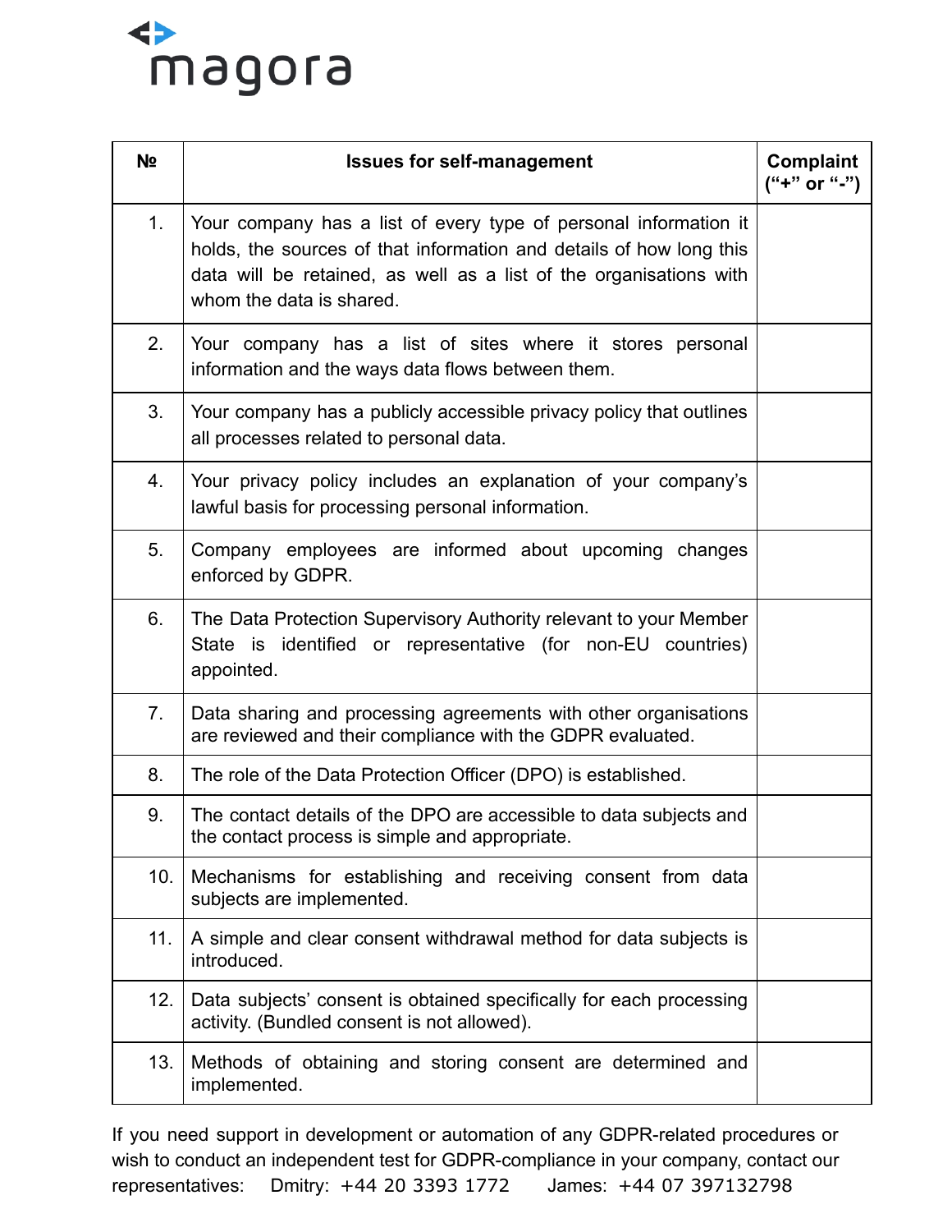magora

| № | Issues for self-management | Complaint ("+" or "-") |
|---|---|---|
| 1. | Your company has a list of every type of personal information it holds, the sources of that information and details of how long this data will be retained, as well as a list of the organisations with whom the data is shared. | |
| 2. | Your company has a list of sites where it stores personal information and the ways data flows between them. | |
| 3. | Your company has a publicly accessible privacy policy that outlines all processes related to personal data. | |
| 4. | Your privacy policy includes an explanation of your company's lawful basis for processing personal information. | |
| 5. | Company employees are informed about upcoming changes enforced by GDPR. | |
| 6. | The Data Protection Supervisory Authority relevant to your Member State is identified or representative (for non-EU countries) appointed. | |
| 7. | Data sharing and processing agreements with other organisations are reviewed and their compliance with the GDPR evaluated. | |
| 8. | The role of the Data Protection Officer (DPO) is established. | |
| 9. | The contact details of the DPO are accessible to data subjects and the contact process is simple and appropriate. | |
| 10. | Mechanisms for establishing and receiving consent from data subjects are implemented. | |
| 11. | A simple and clear consent withdrawal method for data subjects is introduced. | |
| 12. | Data subjects' consent is obtained specifically for each processing activity. (Bundled consent is not allowed). | |
| 13. | Methods of obtaining and storing consent are determined and implemented. | |

If you need support in development or automation of any GDPR-related procedures or wish to conduct an independent test for GDPR-compliance in your company, contact our representatives: Dmitry: +44 20 3393 1772 James: +44 07 397132798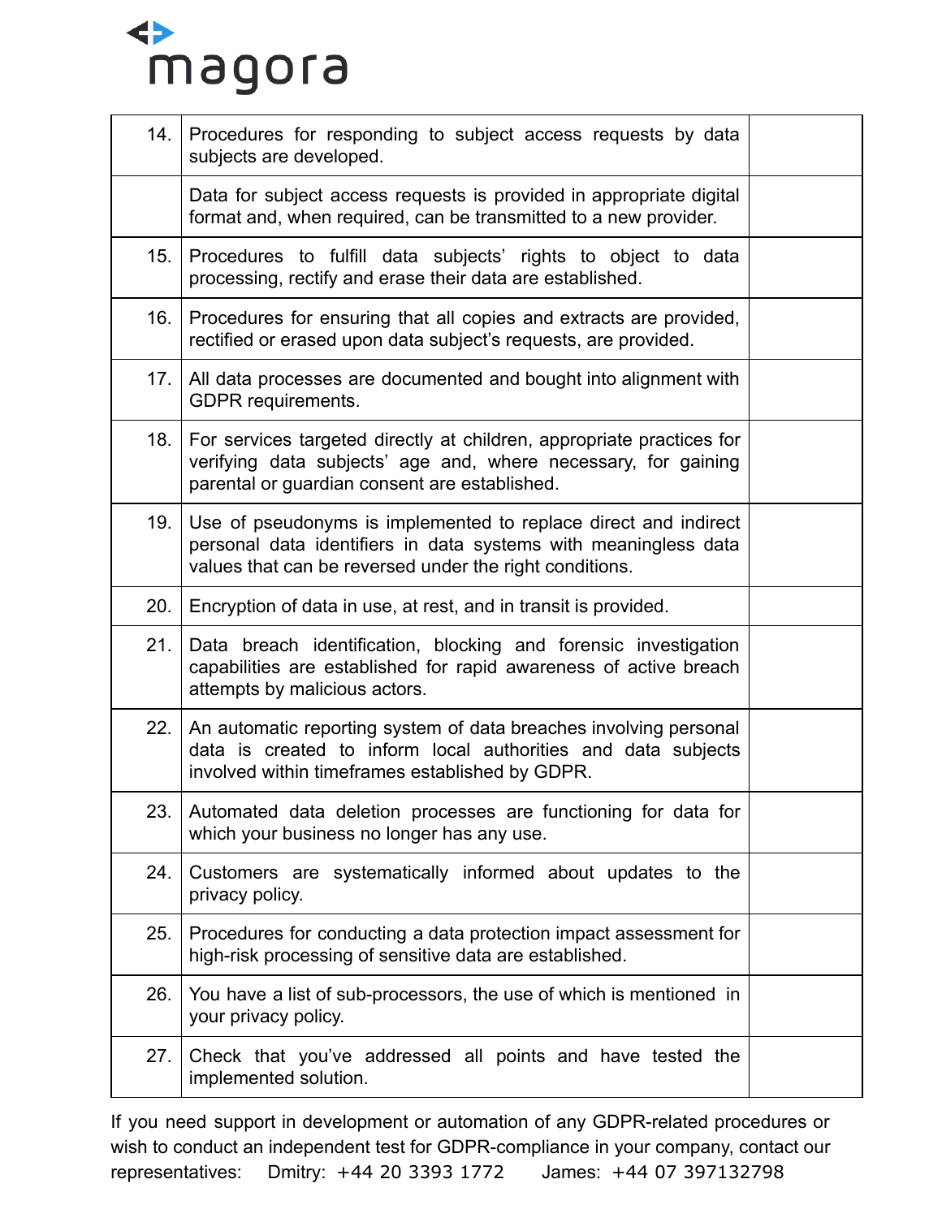magora

| | | |
|---|---|---|
| 14. | Procedures for responding to subject access requests by data subjects are developed. | |
| | Data for subject access requests is provided in appropriate digital format and, when required, can be transmitted to a new provider. | |
| 15. | Procedures to fulfill data subjects' rights to object to data processing, rectify and erase their data are established. | |
| 16. | Procedures for ensuring that all copies and extracts are provided, rectified or erased upon data subject's requests, are provided. | |
| 17. | All data processes are documented and bought into alignment with GDPR requirements. | |
| 18. | For services targeted directly at children, appropriate practices for verifying data subjects' age and, where necessary, for gaining parental or guardian consent are established. | |
| 19. | Use of pseudonyms is implemented to replace direct and indirect personal data identifiers in data systems with meaningless data values that can be reversed under the right conditions. | |
| 20. | Encryption of data in use, at rest, and in transit is provided. | |
| 21. | Data breach identification, blocking and forensic investigation capabilities are established for rapid awareness of active breach attempts by malicious actors. | |
| 22. | An automatic reporting system of data breaches involving personal data is created to inform local authorities and data subjects involved within timeframes established by GDPR. | |
| 23. | Automated data deletion processes are functioning for data for which your business no longer has any use. | |
| 24. | Customers are systematically informed about updates to the privacy policy. | |
| 25. | Procedures for conducting a data protection impact assessment for high-risk processing of sensitive data are established. | |
| 26. | You have a list of sub-processors, the use of which is mentioned in your privacy policy. | |
| 27. | Check that you've addressed all points and have tested the implemented solution. | |

If you need support in development or automation of any GDPR-related procedures or wish to conduct an independent test for GDPR-compliance in your company, contact our representatives: Dmitry: +44 20 3393 1772 James: +44 07 397132798